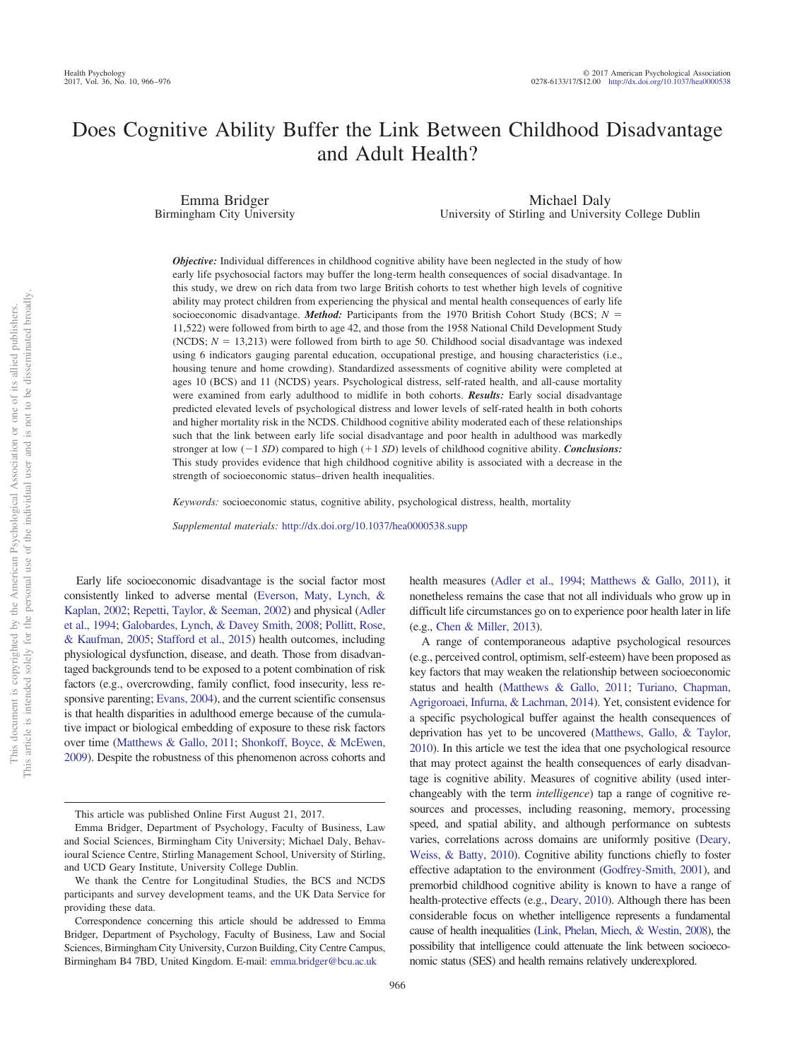# Does Cognitive Ability Buffer the Link Between Childhood Disadvantage and Adult Health?

Emma Bridger
Birmingham City University

Michael Daly
University of Stirling and University College Dublin

***Objective:*** Individual differences in childhood cognitive ability have been neglected in the study of how early life psychosocial factors may buffer the long-term health consequences of social disadvantage. In this study, we drew on rich data from two large British cohorts to test whether high levels of cognitive ability may protect children from experiencing the physical and mental health consequences of early life socioeconomic disadvantage. ***Method:*** Participants from the 1970 British Cohort Study (BCS; $N = 11{,}522$) were followed from birth to age 42, and those from the 1958 National Child Development Study (NCDS; $N = 13{,}213$) were followed from birth to age 50. Childhood social disadvantage was indexed using 6 indicators gauging parental education, occupational prestige, and housing characteristics (i.e., housing tenure and home crowding). Standardized assessments of cognitive ability were completed at ages 10 (BCS) and 11 (NCDS) years. Psychological distress, self-rated health, and all-cause mortality were examined from early adulthood to midlife in both cohorts. ***Results:*** Early social disadvantage predicted elevated levels of psychological distress and lower levels of self-rated health in both cohorts and higher mortality risk in the NCDS. Childhood cognitive ability moderated each of these relationships such that the link between early life social disadvantage and poor health in adulthood was markedly stronger at low ($-1$ *SD*) compared to high ($+1$ *SD*) levels of childhood cognitive ability. ***Conclusions:*** This study provides evidence that high childhood cognitive ability is associated with a decrease in the strength of socioeconomic status–driven health inequalities.

*Keywords:* socioeconomic status, cognitive ability, psychological distress, health, mortality

*Supplemental materials:* http://dx.doi.org/10.1037/hea0000538.supp

Early life socioeconomic disadvantage is the social factor most consistently linked to adverse mental (Everson, Maty, Lynch, & Kaplan, 2002; Repetti, Taylor, & Seeman, 2002) and physical (Adler et al., 1994; Galobardes, Lynch, & Davey Smith, 2008; Pollitt, Rose, & Kaufman, 2005; Stafford et al., 2015) health outcomes, including physiological dysfunction, disease, and death. Those from disadvantaged backgrounds tend to be exposed to a potent combination of risk factors (e.g., overcrowding, family conflict, food insecurity, less responsive parenting; Evans, 2004), and the current scientific consensus is that health disparities in adulthood emerge because of the cumulative impact or biological embedding of exposure to these risk factors over time (Matthews & Gallo, 2011; Shonkoff, Boyce, & McEwen, 2009). Despite the robustness of this phenomenon across cohorts and health measures (Adler et al., 1994; Matthews & Gallo, 2011), it nonetheless remains the case that not all individuals who grow up in difficult life circumstances go on to experience poor health later in life (e.g., Chen & Miller, 2013).

A range of contemporaneous adaptive psychological resources (e.g., perceived control, optimism, self-esteem) have been proposed as key factors that may weaken the relationship between socioeconomic status and health (Matthews & Gallo, 2011; Turiano, Chapman, Agrigoroaei, Infurna, & Lachman, 2014). Yet, consistent evidence for a specific psychological buffer against the health consequences of deprivation has yet to be uncovered (Matthews, Gallo, & Taylor, 2010). In this article we test the idea that one psychological resource that may protect against the health consequences of early disadvantage is cognitive ability. Measures of cognitive ability (used interchangeably with the term *intelligence*) tap a range of cognitive resources and processes, including reasoning, memory, processing speed, and spatial ability, and although performance on subtests varies, correlations across domains are uniformly positive (Deary, Weiss, & Batty, 2010). Cognitive ability functions chiefly to foster effective adaptation to the environment (Godfrey-Smith, 2001), and premorbid childhood cognitive ability is known to have a range of health-protective effects (e.g., Deary, 2010). Although there has been considerable focus on whether intelligence represents a fundamental cause of health inequalities (Link, Phelan, Miech, & Westin, 2008), the possibility that intelligence could attenuate the link between socioeconomic status (SES) and health remains relatively underexplored.

---

This article was published Online First August 21, 2017.

Emma Bridger, Department of Psychology, Faculty of Business, Law and Social Sciences, Birmingham City University; Michael Daly, Behavioural Science Centre, Stirling Management School, University of Stirling, and UCD Geary Institute, University College Dublin.

We thank the Centre for Longitudinal Studies, the BCS and NCDS participants and survey development teams, and the UK Data Service for providing these data.

Correspondence concerning this article should be addressed to Emma Bridger, Department of Psychology, Faculty of Business, Law and Social Sciences, Birmingham City University, Curzon Building, City Centre Campus, Birmingham B4 7BD, United Kingdom. E-mail: emma.bridger@bcu.ac.uk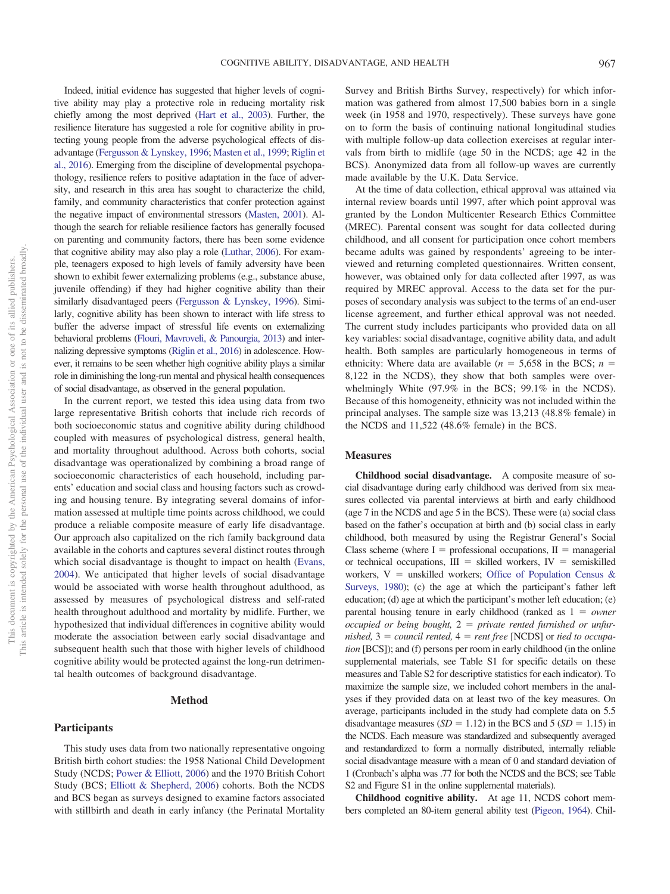Indeed, initial evidence has suggested that higher levels of cognitive ability may play a protective role in reducing mortality risk chiefly among the most deprived (Hart et al., 2003). Further, the resilience literature has suggested a role for cognitive ability in protecting young people from the adverse psychological effects of disadvantage (Fergusson & Lynskey, 1996; Masten et al., 1999; Riglin et al., 2016). Emerging from the discipline of developmental psychopathology, resilience refers to positive adaptation in the face of adversity, and research in this area has sought to characterize the child, family, and community characteristics that confer protection against the negative impact of environmental stressors (Masten, 2001). Although the search for reliable resilience factors has generally focused on parenting and community factors, there has been some evidence that cognitive ability may also play a role (Luthar, 2006). For example, teenagers exposed to high levels of family adversity have been shown to exhibit fewer externalizing problems (e.g., substance abuse, juvenile offending) if they had higher cognitive ability than their similarly disadvantaged peers (Fergusson & Lynskey, 1996). Similarly, cognitive ability has been shown to interact with life stress to buffer the adverse impact of stressful life events on externalizing behavioral problems (Flouri, Mavroveli, & Panourgia, 2013) and internalizing depressive symptoms (Riglin et al., 2016) in adolescence. However, it remains to be seen whether high cognitive ability plays a similar role in diminishing the long-run mental and physical health consequences of social disadvantage, as observed in the general population.

In the current report, we tested this idea using data from two large representative British cohorts that include rich records of both socioeconomic status and cognitive ability during childhood coupled with measures of psychological distress, general health, and mortality throughout adulthood. Across both cohorts, social disadvantage was operationalized by combining a broad range of socioeconomic characteristics of each household, including parents' education and social class and housing factors such as crowding and housing tenure. By integrating several domains of information assessed at multiple time points across childhood, we could produce a reliable composite measure of early life disadvantage. Our approach also capitalized on the rich family background data available in the cohorts and captures several distinct routes through which social disadvantage is thought to impact on health (Evans, 2004). We anticipated that higher levels of social disadvantage would be associated with worse health throughout adulthood, as assessed by measures of psychological distress and self-rated health throughout adulthood and mortality by midlife. Further, we hypothesized that individual differences in cognitive ability would moderate the association between early social disadvantage and subsequent health such that those with higher levels of childhood cognitive ability would be protected against the long-run detrimental health outcomes of background disadvantage.

# Method

## Participants

This study uses data from two nationally representative ongoing British birth cohort studies: the 1958 National Child Development Study (NCDS; Power & Elliott, 2006) and the 1970 British Cohort Study (BCS; Elliott & Shepherd, 2006) cohorts. Both the NCDS and BCS began as surveys designed to examine factors associated with stillbirth and death in early infancy (the Perinatal Mortality Survey and British Births Survey, respectively) for which information was gathered from almost 17,500 babies born in a single week (in 1958 and 1970, respectively). These surveys have gone on to form the basis of continuing national longitudinal studies with multiple follow-up data collection exercises at regular intervals from birth to midlife (age 50 in the NCDS; age 42 in the BCS). Anonymized data from all follow-up waves are currently made available by the U.K. Data Service.

At the time of data collection, ethical approval was attained via internal review boards until 1997, after which point approval was granted by the London Multicenter Research Ethics Committee (MREC). Parental consent was sought for data collected during childhood, and all consent for participation once cohort members became adults was gained by respondents' agreeing to be interviewed and returning completed questionnaires. Written consent, however, was obtained only for data collected after 1997, as was required by MREC approval. Access to the data set for the purposes of secondary analysis was subject to the terms of an end-user license agreement, and further ethical approval was not needed. The current study includes participants who provided data on all key variables: social disadvantage, cognitive ability data, and adult health. Both samples are particularly homogeneous in terms of ethnicity: Where data are available ($n$ = 5,658 in the BCS; $n$ = 8,122 in the NCDS), they show that both samples were overwhelmingly White (97.9% in the BCS; 99.1% in the NCDS). Because of this homogeneity, ethnicity was not included within the principal analyses. The sample size was 13,213 (48.8% female) in the NCDS and 11,522 (48.6% female) in the BCS.

## Measures

**Childhood social disadvantage.** A composite measure of social disadvantage during early childhood was derived from six measures collected via parental interviews at birth and early childhood (age 7 in the NCDS and age 5 in the BCS). These were (a) social class based on the father's occupation at birth and (b) social class in early childhood, both measured by using the Registrar General's Social Class scheme (where I = professional occupations, II = managerial or technical occupations, III = skilled workers, IV = semiskilled workers, V = unskilled workers; Office of Population Census & Surveys, 1980); (c) the age at which the participant's father left education; (d) age at which the participant's mother left education; (e) parental housing tenure in early childhood (ranked as 1 = *owner occupied or being bought,* 2 = *private rented furnished or unfurnished,* 3 = *council rented,* 4 = *rent free* [NCDS] or *tied to occupation* [BCS]); and (f) persons per room in early childhood (in the online supplemental materials, see Table S1 for specific details on these measures and Table S2 for descriptive statistics for each indicator). To maximize the sample size, we included cohort members in the analyses if they provided data on at least two of the key measures. On average, participants included in the study had complete data on 5.5 disadvantage measures ($SD$ = 1.12) in the BCS and 5 ($SD$ = 1.15) in the NCDS. Each measure was standardized and subsequently averaged and restandardized to form a normally distributed, internally reliable social disadvantage measure with a mean of 0 and standard deviation of 1 (Cronbach's alpha was .77 for both the NCDS and the BCS; see Table S2 and Figure S1 in the online supplemental materials).

**Childhood cognitive ability.** At age 11, NCDS cohort members completed an 80-item general ability test (Pigeon, 1964). Chil-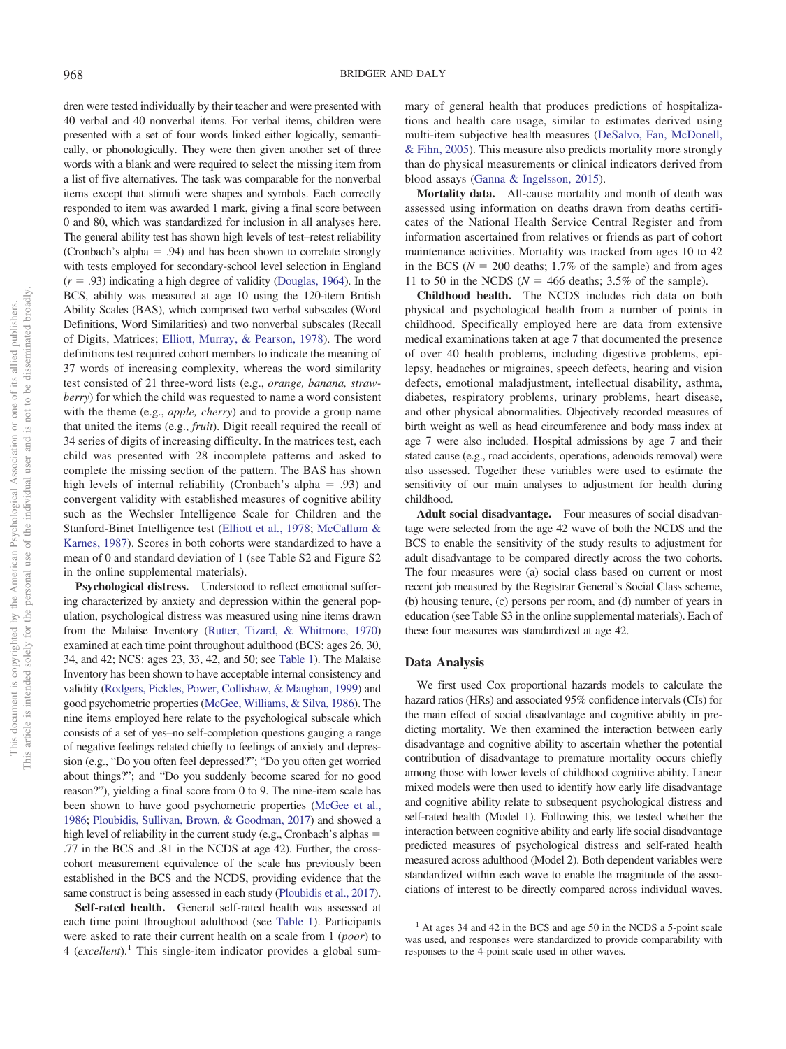dren were tested individually by their teacher and were presented with 40 verbal and 40 nonverbal items. For verbal items, children were presented with a set of four words linked either logically, semantically, or phonologically. They were then given another set of three words with a blank and were required to select the missing item from a list of five alternatives. The task was comparable for the nonverbal items except that stimuli were shapes and symbols. Each correctly responded to item was awarded 1 mark, giving a final score between 0 and 80, which was standardized for inclusion in all analyses here. The general ability test has shown high levels of test–retest reliability (Cronbach's alpha = .94) and has been shown to correlate strongly with tests employed for secondary-school level selection in England ($r = .93$) indicating a high degree of validity (Douglas, 1964). In the BCS, ability was measured at age 10 using the 120-item British Ability Scales (BAS), which comprised two verbal subscales (Word Definitions, Word Similarities) and two nonverbal subscales (Recall of Digits, Matrices; Elliott, Murray, & Pearson, 1978). The word definitions test required cohort members to indicate the meaning of 37 words of increasing complexity, whereas the word similarity test consisted of 21 three-word lists (e.g., *orange, banana, strawberry*) for which the child was requested to name a word consistent with the theme (e.g., *apple, cherry*) and to provide a group name that united the items (e.g., *fruit*). Digit recall required the recall of 34 series of digits of increasing difficulty. In the matrices test, each child was presented with 28 incomplete patterns and asked to complete the missing section of the pattern. The BAS has shown high levels of internal reliability (Cronbach's alpha = .93) and convergent validity with established measures of cognitive ability such as the Wechsler Intelligence Scale for Children and the Stanford-Binet Intelligence test (Elliott et al., 1978; McCallum & Karnes, 1987). Scores in both cohorts were standardized to have a mean of 0 and standard deviation of 1 (see Table S2 and Figure S2 in the online supplemental materials).

**Psychological distress.** Understood to reflect emotional suffering characterized by anxiety and depression within the general population, psychological distress was measured using nine items drawn from the Malaise Inventory (Rutter, Tizard, & Whitmore, 1970) examined at each time point throughout adulthood (BCS: ages 26, 30, 34, and 42; NCS: ages 23, 33, 42, and 50; see Table 1). The Malaise Inventory has been shown to have acceptable internal consistency and validity (Rodgers, Pickles, Power, Collishaw, & Maughan, 1999) and good psychometric properties (McGee, Williams, & Silva, 1986). The nine items employed here relate to the psychological subscale which consists of a set of yes–no self-completion questions gauging a range of negative feelings related chiefly to feelings of anxiety and depression (e.g., "Do you often feel depressed?"; "Do you often get worried about things?"; and "Do you suddenly become scared for no good reason?"), yielding a final score from 0 to 9. The nine-item scale has been shown to have good psychometric properties (McGee et al., 1986; Ploubidis, Sullivan, Brown, & Goodman, 2017) and showed a high level of reliability in the current study (e.g., Cronbach's alphas = .77 in the BCS and .81 in the NCDS at age 42). Further, the cross-cohort measurement equivalence of the scale has previously been established in the BCS and the NCDS, providing evidence that the same construct is being assessed in each study (Ploubidis et al., 2017).

**Self-rated health.** General self-rated health was assessed at each time point throughout adulthood (see Table 1). Participants were asked to rate their current health on a scale from 1 (*poor*) to 4 (*excellent*).[1] This single-item indicator provides a global summary of general health that produces predictions of hospitalizations and health care usage, similar to estimates derived using multi-item subjective health measures (DeSalvo, Fan, McDonell, & Fihn, 2005). This measure also predicts mortality more strongly than do physical measurements or clinical indicators derived from blood assays (Ganna & Ingelsson, 2015).

**Mortality data.** All-cause mortality and month of death was assessed using information on deaths drawn from deaths certificates of the National Health Service Central Register and from information ascertained from relatives or friends as part of cohort maintenance activities. Mortality was tracked from ages 10 to 42 in the BCS ($N = 200$ deaths; 1.7% of the sample) and from ages 11 to 50 in the NCDS ($N = 466$ deaths; 3.5% of the sample).

**Childhood health.** The NCDS includes rich data on both physical and psychological health from a number of points in childhood. Specifically employed here are data from extensive medical examinations taken at age 7 that documented the presence of over 40 health problems, including digestive problems, epilepsy, headaches or migraines, speech defects, hearing and vision defects, emotional maladjustment, intellectual disability, asthma, diabetes, respiratory problems, urinary problems, heart disease, and other physical abnormalities. Objectively recorded measures of birth weight as well as head circumference and body mass index at age 7 were also included. Hospital admissions by age 7 and their stated cause (e.g., road accidents, operations, adenoids removal) were also assessed. Together these variables were used to estimate the sensitivity of our main analyses to adjustment for health during childhood.

**Adult social disadvantage.** Four measures of social disadvantage were selected from the age 42 wave of both the NCDS and the BCS to enable the sensitivity of the study results to adjustment for adult disadvantage to be compared directly across the two cohorts. The four measures were (a) social class based on current or most recent job measured by the Registrar General's Social Class scheme, (b) housing tenure, (c) persons per room, and (d) number of years in education (see Table S3 in the online supplemental materials). Each of these four measures was standardized at age 42.

## Data Analysis

We first used Cox proportional hazards models to calculate the hazard ratios (HRs) and associated 95% confidence intervals (CIs) for the main effect of social disadvantage and cognitive ability in predicting mortality. We then examined the interaction between early disadvantage and cognitive ability to ascertain whether the potential contribution of disadvantage to premature mortality occurs chiefly among those with lower levels of childhood cognitive ability. Linear mixed models were then used to identify how early life disadvantage and cognitive ability relate to subsequent psychological distress and self-rated health (Model 1). Following this, we tested whether the interaction between cognitive ability and early life social disadvantage predicted measures of psychological distress and self-rated health measured across adulthood (Model 2). Both dependent variables were standardized within each wave to enable the magnitude of the associations of interest to be directly compared across individual waves.

[1] At ages 34 and 42 in the BCS and age 50 in the NCDS a 5-point scale was used, and responses were standardized to provide comparability with responses to the 4-point scale used in other waves.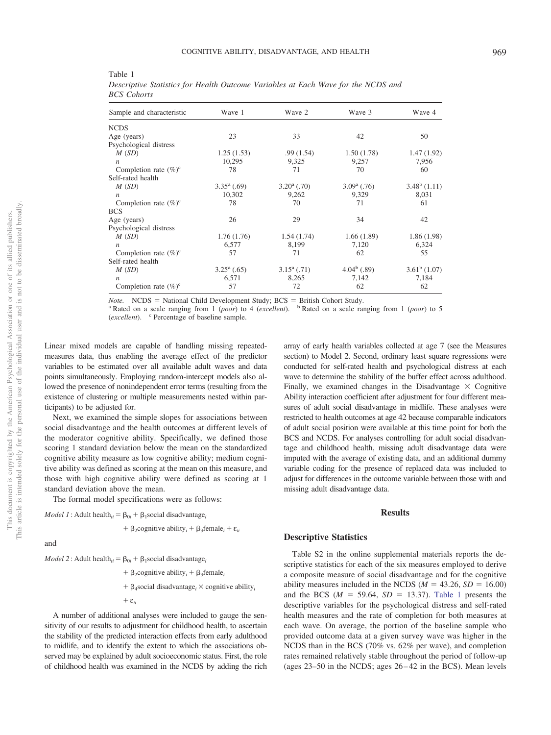Table 1
*Descriptive Statistics for Health Outcome Variables at Each Wave for the NCDS and BCS Cohorts*

| Sample and characteristic | Wave 1 | Wave 2 | Wave 3 | Wave 4 |
|---|---|---|---|---|
| NCDS | | | | |
| Age (years) | 23 | 33 | 42 | 50 |
| Psychological distress | | | | |
| *M* (*SD*) | 1.25 (1.53) | .99 (1.54) | 1.50 (1.78) | 1.47 (1.92) |
| *n* | 10,295 | 9,325 | 9,257 | 7,956 |
| Completion rate (%)[c] | 78 | 71 | 70 | 60 |
| Self-rated health | | | | |
| *M* (*SD*) | 3.35[a] (.69) | 3.20[a] (.70) | 3.09[a] (.76) | 3.48[b] (1.11) |
| *n* | 10,302 | 9,262 | 9,329 | 8,031 |
| Completion rate (%)[c] | 78 | 70 | 71 | 61 |
| BCS | | | | |
| Age (years) | 26 | 29 | 34 | 42 |
| Psychological distress | | | | |
| *M* (*SD*) | 1.76 (1.76) | 1.54 (1.74) | 1.66 (1.89) | 1.86 (1.98) |
| *n* | 6,577 | 8,199 | 7,120 | 6,324 |
| Completion rate (%)[c] | 57 | 71 | 62 | 55 |
| Self-rated health | | | | |
| *M* (*SD*) | 3.25[a] (.65) | 3.15[a] (.71) | 4.04[b] (.89) | 3.61[b] (1.07) |
| *n* | 6,571 | 8,265 | 7,142 | 7,184 |
| Completion rate (%)[c] | 57 | 72 | 62 | 62 |

*Note.* NCDS = National Child Development Study; BCS = British Cohort Study.
[a] Rated on a scale ranging from 1 (*poor*) to 4 (*excellent*). [b] Rated on a scale ranging from 1 (*poor*) to 5 (*excellent*). [c] Percentage of baseline sample.

Linear mixed models are capable of handling missing repeated-measures data, thus enabling the average effect of the predictor variables to be estimated over all available adult waves and data points simultaneously. Employing random-intercept models also allowed the presence of nonindependent error terms (resulting from the existence of clustering or multiple measurements nested within participants) to be adjusted for.

Next, we examined the simple slopes for associations between social disadvantage and the health outcomes at different levels of the moderator cognitive ability. Specifically, we defined those scoring 1 standard deviation below the mean on the standardized cognitive ability measure as low cognitive ability; medium cognitive ability was defined as scoring at the mean on this measure, and those with high cognitive ability were defined as scoring at 1 standard deviation above the mean.

The formal model specifications were as follows:

$$\textit{Model 1}: \text{Adult health}_{ti} = \beta_{0i} + \beta_1 \text{social disadvantage}_i + \beta_2 \text{cognitive ability}_i + \beta_3 \text{female}_i + \varepsilon_{ti}$$

and

$$\textit{Model 2}: \text{Adult health}_{ti} = \beta_{0i} + \beta_1 \text{social disadvantage}_i + \beta_2 \text{cognitive ability}_i + \beta_3 \text{female}_i + \beta_4 \text{social disadvantage}_i \times \text{cognitive ability}_i + \varepsilon_{ti}$$

A number of additional analyses were included to gauge the sensitivity of our results to adjustment for childhood health, to ascertain the stability of the predicted interaction effects from early adulthood to midlife, and to identify the extent to which the associations observed may be explained by adult socioeconomic status. First, the role of childhood health was examined in the NCDS by adding the rich array of early health variables collected at age 7 (see the Measures section) to Model 2. Second, ordinary least square regressions were conducted for self-rated health and psychological distress at each wave to determine the stability of the buffer effect across adulthood. Finally, we examined changes in the Disadvantage × Cognitive Ability interaction coefficient after adjustment for four different measures of adult social disadvantage in midlife. These analyses were restricted to health outcomes at age 42 because comparable indicators of adult social position were available at this time point for both the BCS and NCDS. For analyses controlling for adult social disadvantage and childhood health, missing adult disadvantage data were imputed with the average of existing data, and an additional dummy variable coding for the presence of replaced data was included to adjust for differences in the outcome variable between those with and missing adult disadvantage data.

## Results

### Descriptive Statistics

Table S2 in the online supplemental materials reports the descriptive statistics for each of the six measures employed to derive a composite measure of social disadvantage and for the cognitive ability measures included in the NCDS ($M = 43.26$, $SD = 16.00$) and the BCS ($M = 59.64$, $SD = 13.37$). Table 1 presents the descriptive variables for the psychological distress and self-rated health measures and the rate of completion for both measures at each wave. On average, the portion of the baseline sample who provided outcome data at a given survey wave was higher in the NCDS than in the BCS (70% vs. 62% per wave), and completion rates remained relatively stable throughout the period of follow-up (ages 23–50 in the NCDS; ages 26–42 in the BCS). Mean levels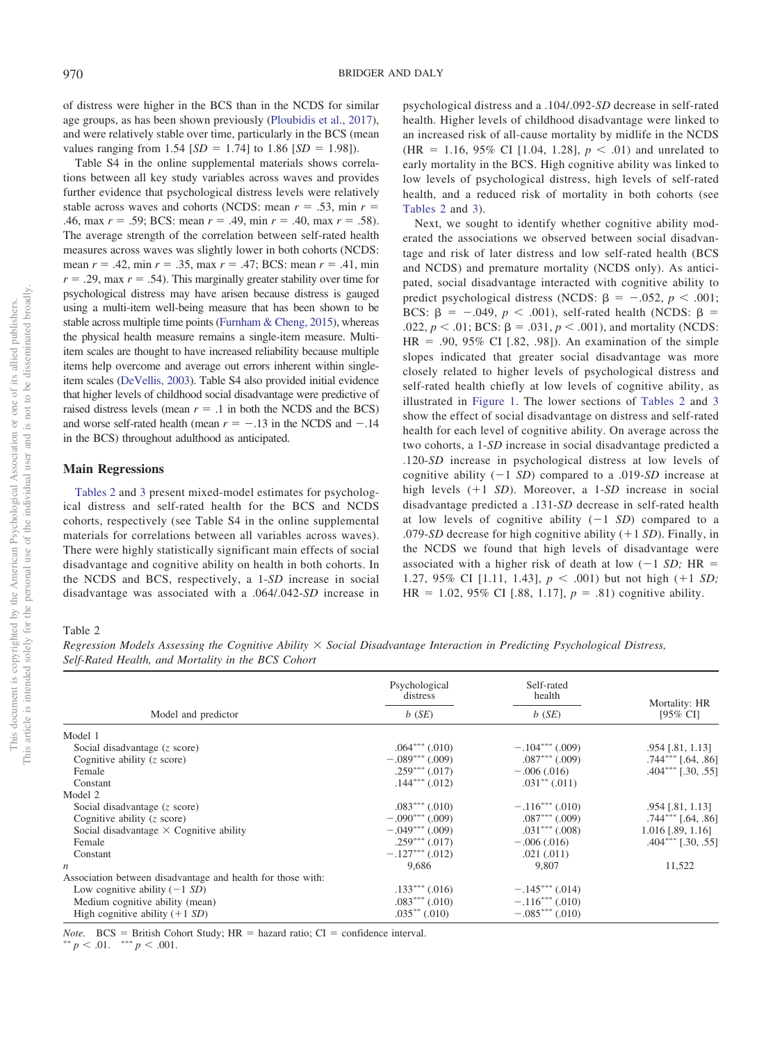of distress were higher in the BCS than in the NCDS for similar age groups, as has been shown previously (Ploubidis et al., 2017), and were relatively stable over time, particularly in the BCS (mean values ranging from 1.54 [*SD* = 1.74] to 1.86 [*SD* = 1.98]).

Table S4 in the online supplemental materials shows correlations between all key study variables across waves and provides further evidence that psychological distress levels were relatively stable across waves and cohorts (NCDS: mean $r = .53$, min $r = .46$, max $r = .59$; BCS: mean $r = .49$, min $r = .40$, max $r = .58$). The average strength of the correlation between self-rated health measures across waves was slightly lower in both cohorts (NCDS: mean $r = .42$, min $r = .35$, max $r = .47$; BCS: mean $r = .41$, min $r = .29$, max $r = .54$). This marginally greater stability over time for psychological distress may have arisen because distress is gauged using a multi-item well-being measure that has been shown to be stable across multiple time points (Furnham & Cheng, 2015), whereas the physical health measure remains a single-item measure. Multi-item scales are thought to have increased reliability because multiple items help overcome and average out errors inherent within single-item scales (DeVellis, 2003). Table S4 also provided initial evidence that higher levels of childhood social disadvantage were predictive of raised distress levels (mean $r = .1$ in both the NCDS and the BCS) and worse self-rated health (mean $r = -.13$ in the NCDS and $-.14$ in the BCS) throughout adulthood as anticipated.

## Main Regressions

Tables 2 and 3 present mixed-model estimates for psychological distress and self-rated health for the BCS and NCDS cohorts, respectively (see Table S4 in the online supplemental materials for correlations between all variables across waves). There were highly statistically significant main effects of social disadvantage and cognitive ability on health in both cohorts. In the NCDS and BCS, respectively, a 1-*SD* increase in social disadvantage was associated with a .064/.042-*SD* increase in psychological distress and a .104/.092-*SD* decrease in self-rated health. Higher levels of childhood disadvantage were linked to an increased risk of all-cause mortality by midlife in the NCDS (HR = 1.16, 95% CI [1.04, 1.28], $p < .01$) and unrelated to early mortality in the BCS. High cognitive ability was linked to low levels of psychological distress, high levels of self-rated health, and a reduced risk of mortality in both cohorts (see Tables 2 and 3).

Next, we sought to identify whether cognitive ability moderated the associations we observed between social disadvantage and risk of later distress and low self-rated health (BCS and NCDS) and premature mortality (NCDS only). As anticipated, social disadvantage interacted with cognitive ability to predict psychological distress (NCDS: $\beta = -.052$, $p < .001$; BCS: $\beta = -.049$, $p < .001$), self-rated health (NCDS: $\beta = .022$, $p < .01$; BCS: $\beta = .031$, $p < .001$), and mortality (NCDS: HR = .90, 95% CI [.82, .98]). An examination of the simple slopes indicated that greater social disadvantage was more closely related to higher levels of psychological distress and self-rated health chiefly at low levels of cognitive ability, as illustrated in Figure 1. The lower sections of Tables 2 and 3 show the effect of social disadvantage on distress and self-rated health for each level of cognitive ability. On average across the two cohorts, a 1-*SD* increase in social disadvantage predicted a .120-*SD* increase in psychological distress at low levels of cognitive ability (−1 *SD*) compared to a .019-*SD* increase at high levels (+1 *SD*). Moreover, a 1-*SD* increase in social disadvantage predicted a .131-*SD* decrease in self-rated health at low levels of cognitive ability (−1 *SD*) compared to a .079-*SD* decrease for high cognitive ability (+1 *SD*). Finally, in the NCDS we found that high levels of disadvantage were associated with a higher risk of death at low (−1 *SD;* HR = 1.27, 95% CI [1.11, 1.43], $p < .001$) but not high (+1 *SD;* HR = 1.02, 95% CI [.88, 1.17], $p = .81$) cognitive ability.

Table 2

*Regression Models Assessing the Cognitive Ability × Social Disadvantage Interaction in Predicting Psychological Distress, Self-Rated Health, and Mortality in the BCS Cohort*

| Model and predictor | Psychological distress $b$ (*SE*) | Self-rated health $b$ (*SE*) | Mortality: HR [95% CI] |
|---|---|---|---|
| Model 1 | | | |
| Social disadvantage (*z* score) | .064*** (.010) | −.104*** (.009) | .954 [.81, 1.13] |
| Cognitive ability (*z* score) | −.089*** (.009) | .087*** (.009) | .744*** [.64, .86] |
| Female | .259*** (.017) | −.006 (.016) | .404*** [.30, .55] |
| Constant | .144*** (.012) | .031** (.011) | |
| Model 2 | | | |
| Social disadvantage (*z* score) | .083*** (.010) | −.116*** (.010) | .954 [.81, 1.13] |
| Cognitive ability (*z* score) | −.090*** (.009) | .087*** (.009) | .744*** [.64, .86] |
| Social disadvantage × Cognitive ability | −.049*** (.009) | .031*** (.008) | 1.016 [.89, 1.16] |
| Female | .259*** (.017) | −.006 (.016) | .404*** [.30, .55] |
| Constant | −.127*** (.012) | .021 (.011) | |
| *n* | 9,686 | 9,807 | 11,522 |
| Association between disadvantage and health for those with: | | | |
| Low cognitive ability (−1 *SD*) | .133*** (.016) | −.145*** (.014) | |
| Medium cognitive ability (mean) | .083*** (.010) | −.116*** (.010) | |
| High cognitive ability (+1 *SD*) | .035** (.010) | −.085*** (.010) | |

*Note.* BCS = British Cohort Study; HR = hazard ratio; CI = confidence interval.
** $p < .01$. *** $p < .001$.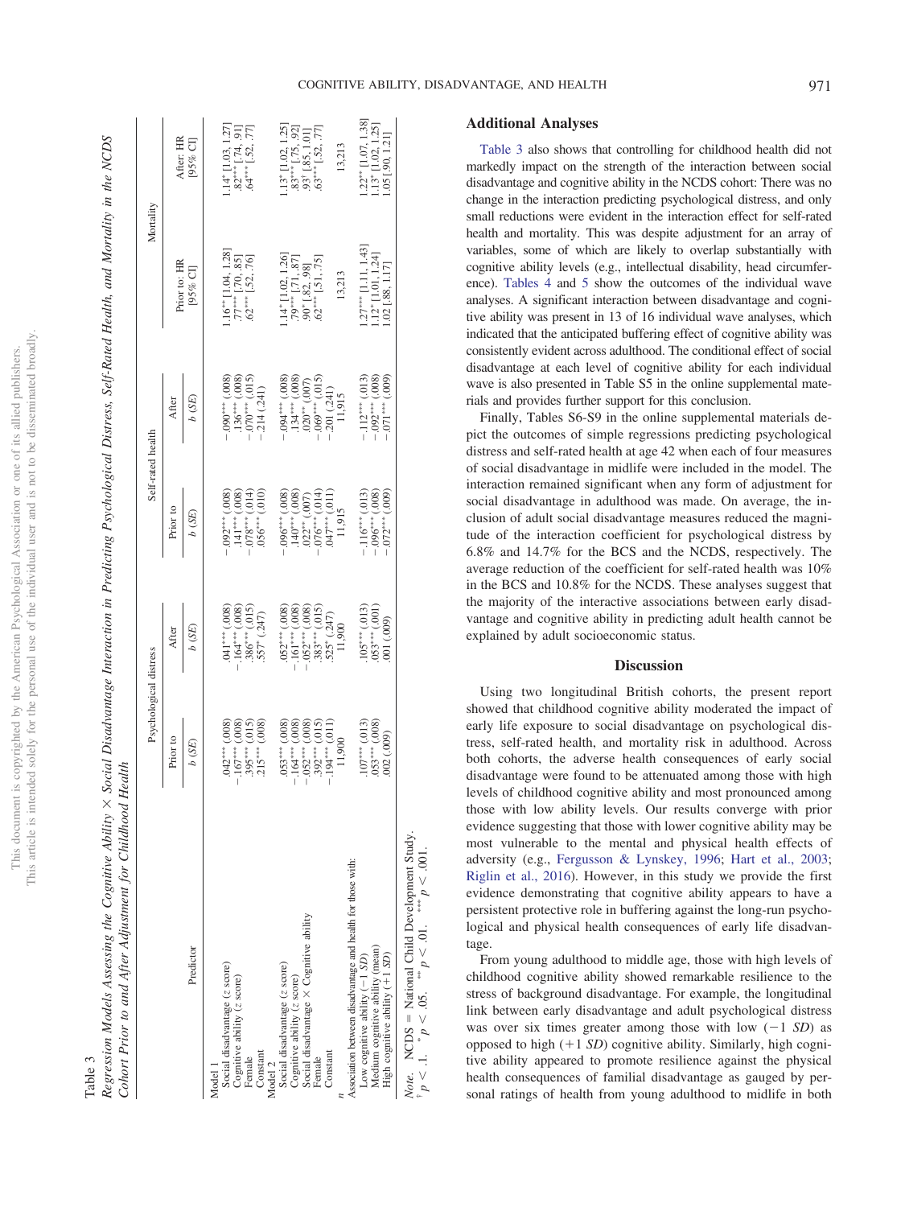Table 3

*Regression Models Assessing the Cognitive Ability × Social Disadvantage Interaction in Predicting Psychological Distress, Self-Rated Health, and Mortality in the NCDS Cohort Prior to and After Adjustment for Childhood Health*

| Predictor | Psychological distress | | Self-rated health | | Mortality | |
|---|---|---|---|---|---|---|
| | Prior to | After | Prior to | After | Prior to: HR | After: HR |
| | *b* (*SE*) | *b* (*SE*) | *b* (*SE*) | *b* (*SE*) | [95% CI] | [95% CI] |
| Model 1 | | | | | | |
| Social disadvantage (*z* score) | .042*** (.008) | .041*** (.008) | −.092*** (.008) | −.090*** (.008) | 1.16** [1.04, 1.28] | 1.14* [1.03, 1.27] |
| Cognitive ability (*z* score) | −.167*** (.008) | −.164*** (.008) | .141*** (.008) | .136*** (.008) | .77*** [.70, .85] | .82*** [.74, .91] |
| Female | .395*** (.015) | .386*** (.015) | −.078*** (.014) | −.070*** (.015) | .62*** [.52, .76] | .64*** [.52, .77] |
| Constant | .215*** (.008) | .557* (.247) | .056*** (.010) | −.214 (.241) | | |
| Model 2 | | | | | | |
| Social disadvantage (*z* score) | .053*** (.008) | .052*** (.008) | −.096*** (.008) | −.094*** (.008) | 1.14* [1.02, 1.26] | 1.13* [1.02, 1.25] |
| Cognitive ability (*z* score) | −.164*** (.008) | −.161*** (.008) | .140*** (.008) | .134*** (.008) | .79*** [.71, .87] | .83*** [.75, .92] |
| Social disadvantage × Cognitive ability | −.052*** (.008) | −.052*** (.008) | .022** (.007) | .020** (.007) | .90* [.82, .98] | .93† [.85, 1.01] |
| Female | .392*** (.015) | .383*** (.015) | −.076*** (.014) | −.069*** (.015) | .62*** [.51, .75] | .63*** [.52, .77] |
| Constant | −.194*** (.011) | .525* (.247) | .047*** (.011) | −.201 (.241) | | |
| *n* | 11,900 | 11,900 | 11,915 | 11,915 | 13,213 | 13,213 |
| Association between disadvantage and health for those with: | | | | | | |
| Low cognitive ability (−1 *SD*) | .107*** (.013) | .105*** (.013) | −.116*** (.013) | −.112*** (.013) | 1.27*** [1.11, 1.43] | 1.22** [1.07, 1.38] |
| Medium cognitive ability (mean) | .053*** (.008) | .053*** (.001) | −.096*** (.008) | −.092*** (.008) | 1.12* [1.01, 1.24] | 1.13* [1.02, 1.25] |
| High cognitive ability (+1 *SD*) | .002 (.009) | .001 (.009) | −.072*** (.009) | −.071*** (.009) | 1.02 [.88, 1.17] | 1.05 [.90, 1.21] |

*Note.* NCDS = National Child Development Study.
† $p < .1$. * $p < .05$. ** $p < .01$. *** $p < .001$.

## Additional Analyses

Table 3 also shows that controlling for childhood health did not markedly impact on the strength of the interaction between social disadvantage and cognitive ability in the NCDS cohort: There was no change in the interaction predicting psychological distress, and only small reductions were evident in the interaction effect for self-rated health and mortality. This was despite adjustment for an array of variables, some of which are likely to overlap substantially with cognitive ability levels (e.g., intellectual disability, head circumference). Tables 4 and 5 show the outcomes of the individual wave analyses. A significant interaction between disadvantage and cognitive ability was present in 13 of 16 individual wave analyses, which indicated that the anticipated buffering effect of cognitive ability was consistently evident across adulthood. The conditional effect of social disadvantage at each level of cognitive ability for each individual wave is also presented in Table S5 in the online supplemental materials and provides further support for this conclusion.

Finally, Tables S6-S9 in the online supplemental materials depict the outcomes of simple regressions predicting psychological distress and self-rated health at age 42 when each of four measures of social disadvantage in midlife were included in the model. The interaction remained significant when any form of adjustment for social disadvantage in adulthood was made. On average, the inclusion of adult social disadvantage measures reduced the magnitude of the interaction coefficient for psychological distress by 6.8% and 14.7% for the BCS and the NCDS, respectively. The average reduction of the coefficient for self-rated health was 10% in the BCS and 10.8% for the NCDS. These analyses suggest that the majority of the interactive associations between early disadvantage and cognitive ability in predicting adult health cannot be explained by adult socioeconomic status.

## Discussion

Using two longitudinal British cohorts, the present report showed that childhood cognitive ability moderated the impact of early life exposure to social disadvantage on psychological distress, self-rated health, and mortality risk in adulthood. Across both cohorts, the adverse health consequences of early social disadvantage were found to be attenuated among those with high levels of childhood cognitive ability and most pronounced among those with low ability levels. Our results converge with prior evidence suggesting that those with lower cognitive ability may be most vulnerable to the mental and physical health effects of adversity (e.g., Fergusson & Lynskey, 1996; Hart et al., 2003; Riglin et al., 2016). However, in this study we provide the first evidence demonstrating that cognitive ability appears to have a persistent protective role in buffering against the long-run psychological and physical health consequences of early life disadvantage.

From young adulthood to middle age, those with high levels of childhood cognitive ability showed remarkable resilience to the stress of background disadvantage. For example, the longitudinal link between early disadvantage and adult psychological distress was over six times greater among those with low (−1 *SD*) as opposed to high (+1 *SD*) cognitive ability. Similarly, high cognitive ability appeared to promote resilience against the physical health consequences of familial disadvantage as gauged by personal ratings of health from young adulthood to midlife in both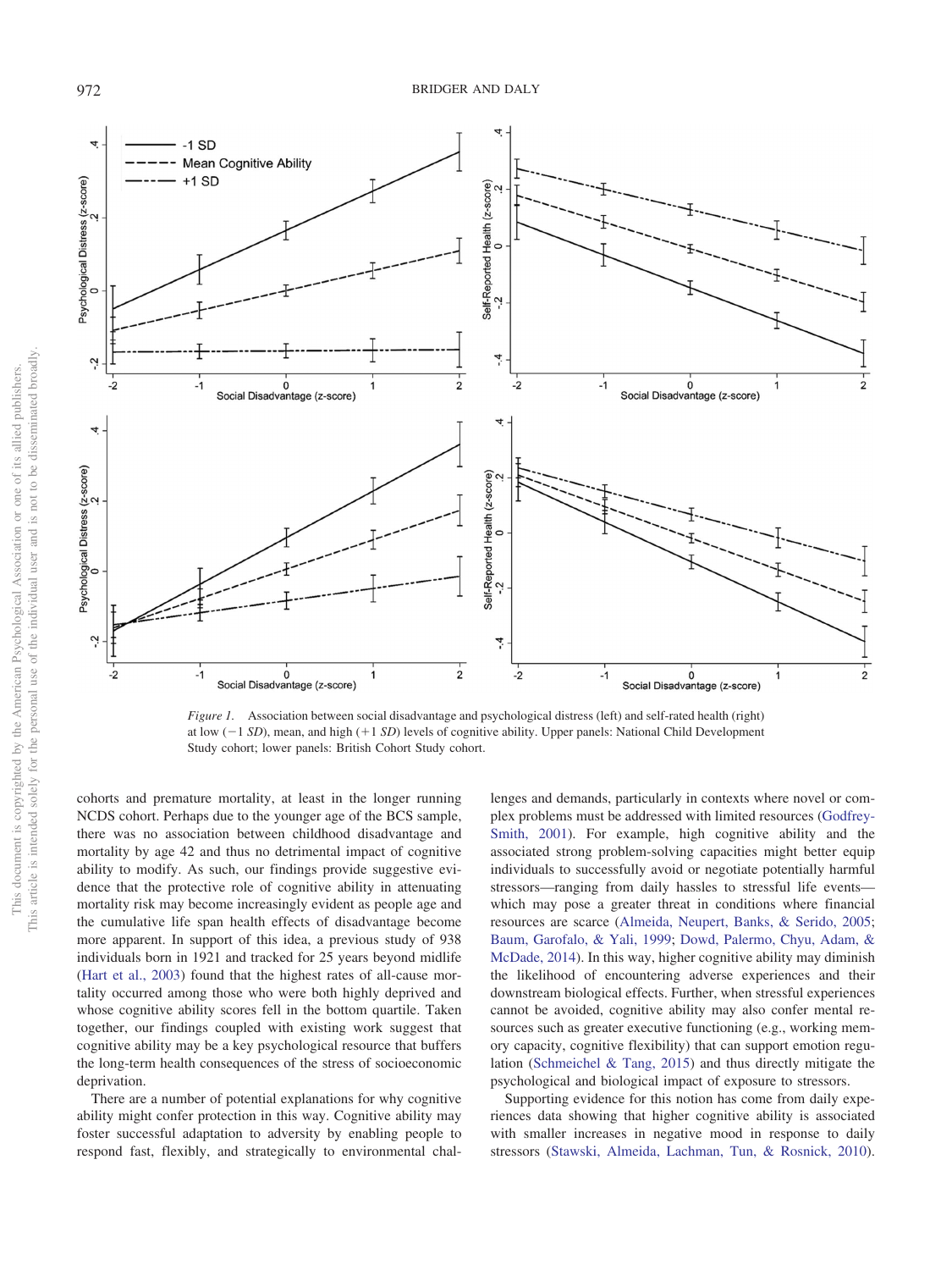Figure 1. Association between social disadvantage and psychological distress (left) and self-rated health (right) at low (−1 *SD*), mean, and high (+1 *SD*) levels of cognitive ability. Upper panels: National Child Development Study cohort; lower panels: British Cohort Study cohort.

cohorts and premature mortality, at least in the longer running NCDS cohort. Perhaps due to the younger age of the BCS sample, there was no association between childhood disadvantage and mortality by age 42 and thus no detrimental impact of cognitive ability to modify. As such, our findings provide suggestive evidence that the protective role of cognitive ability in attenuating mortality risk may become increasingly evident as people age and the cumulative life span health effects of disadvantage become more apparent. In support of this idea, a previous study of 938 individuals born in 1921 and tracked for 25 years beyond midlife (Hart et al., 2003) found that the highest rates of all-cause mortality occurred among those who were both highly deprived and whose cognitive ability scores fell in the bottom quartile. Taken together, our findings coupled with existing work suggest that cognitive ability may be a key psychological resource that buffers the long-term health consequences of the stress of socioeconomic deprivation.

There are a number of potential explanations for why cognitive ability might confer protection in this way. Cognitive ability may foster successful adaptation to adversity by enabling people to respond fast, flexibly, and strategically to environmental challenges and demands, particularly in contexts where novel or complex problems must be addressed with limited resources (Godfrey-Smith, 2001). For example, high cognitive ability and the associated strong problem-solving capacities might better equip individuals to successfully avoid or negotiate potentially harmful stressors—ranging from daily hassles to stressful life events—which may pose a greater threat in conditions where financial resources are scarce (Almeida, Neupert, Banks, & Serido, 2005; Baum, Garofalo, & Yali, 1999; Dowd, Palermo, Chyu, Adam, & McDade, 2014). In this way, higher cognitive ability may diminish the likelihood of encountering adverse experiences and their downstream biological effects. Further, when stressful experiences cannot be avoided, cognitive ability may also confer mental resources such as greater executive functioning (e.g., working memory capacity, cognitive flexibility) that can support emotion regulation (Schmeichel & Tang, 2015) and thus directly mitigate the psychological and biological impact of exposure to stressors.

Supporting evidence for this notion has come from daily experiences data showing that higher cognitive ability is associated with smaller increases in negative mood in response to daily stressors (Stawski, Almeida, Lachman, Tun, & Rosnick, 2010).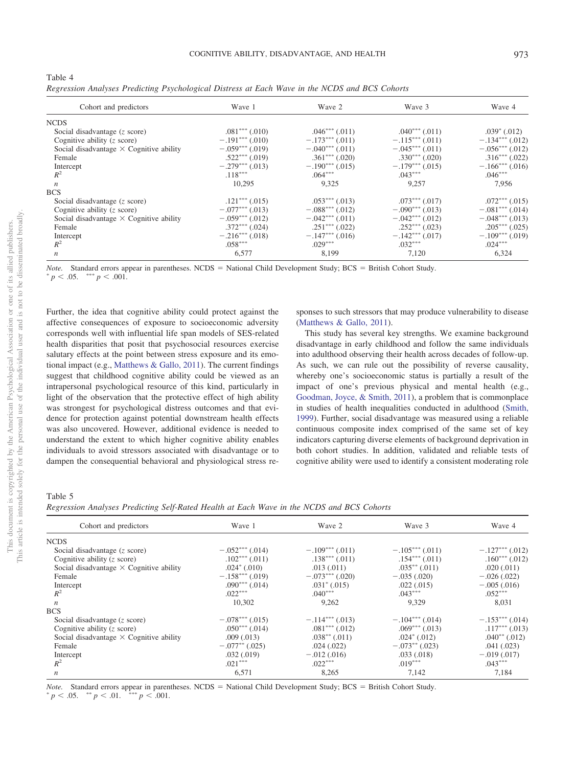Table 4

*Regression Analyses Predicting Psychological Distress at Each Wave in the NCDS and BCS Cohorts*

| Cohort and predictors | Wave 1 | Wave 2 | Wave 3 | Wave 4 |
|---|---|---|---|---|
| NCDS | | | | |
| Social disadvantage (*z* score) | .081*** (.010) | .046*** (.011) | .040*** (.011) | .039* (.012) |
| Cognitive ability (*z* score) | −.191*** (.010) | −.173*** (.011) | −.115*** (.011) | −.134*** (.012) |
| Social disadvantage × Cognitive ability | −.059*** (.019) | −.040*** (.011) | −.045*** (.011) | −.056*** (.012) |
| Female | .522*** (.019) | .361*** (.020) | .330*** (.020) | .316*** (.022) |
| Intercept | −.279*** (.013) | −.190*** (.015) | −.179*** (.015) | −.166*** (.016) |
| $R^2$ | .118*** | .064*** | .043*** | .046*** |
| *n* | 10,295 | 9,325 | 9,257 | 7,956 |
| BCS | | | | |
| Social disadvantage (*z* score) | .121*** (.015) | .053*** (.013) | .073*** (.017) | .072*** (.015) |
| Cognitive ability (*z* score) | −.077*** (.013) | −.088*** (.012) | −.090*** (.013) | −.081*** (.014) |
| Social disadvantage × Cognitive ability | −.059*** (.012) | −.042*** (.011) | −.042*** (.012) | −.048*** (.013) |
| Female | .372*** (.024) | .251*** (.022) | .252*** (.023) | .205*** (.025) |
| Intercept | −.216*** (.018) | −.147*** (.016) | −.142*** (.017) | −.109*** (.019) |
| $R^2$ | .058*** | .029*** | .032*** | .024*** |
| *n* | 6,577 | 8,199 | 7,120 | 6,324 |

*Note.* Standard errors appear in parentheses. NCDS = National Child Development Study; BCS = British Cohort Study.
* $p < .05$. *** $p < .001$.

Further, the idea that cognitive ability could protect against the affective consequences of exposure to socioeconomic adversity corresponds well with influential life span models of SES-related health disparities that posit that psychosocial resources exercise salutary effects at the point between stress exposure and its emotional impact (e.g., Matthews & Gallo, 2011). The current findings suggest that childhood cognitive ability could be viewed as an intrapersonal psychological resource of this kind, particularly in light of the observation that the protective effect of high ability was strongest for psychological distress outcomes and that evidence for protection against potential downstream health effects was also uncovered. However, additional evidence is needed to understand the extent to which higher cognitive ability enables individuals to avoid stressors associated with disadvantage or to dampen the consequential behavioral and physiological stress responses to such stressors that may produce vulnerability to disease (Matthews & Gallo, 2011).

This study has several key strengths. We examine background disadvantage in early childhood and follow the same individuals into adulthood observing their health across decades of follow-up. As such, we can rule out the possibility of reverse causality, whereby one's socioeconomic status is partially a result of the impact of one's previous physical and mental health (e.g., Goodman, Joyce, & Smith, 2011), a problem that is commonplace in studies of health inequalities conducted in adulthood (Smith, 1999). Further, social disadvantage was measured using a reliable continuous composite index comprised of the same set of key indicators capturing diverse elements of background deprivation in both cohort studies. In addition, validated and reliable tests of cognitive ability were used to identify a consistent moderating role

Table 5

*Regression Analyses Predicting Self-Rated Health at Each Wave in the NCDS and BCS Cohorts*

| Cohort and predictors | Wave 1 | Wave 2 | Wave 3 | Wave 4 |
|---|---|---|---|---|
| NCDS | | | | |
| Social disadvantage (*z* score) | −.052*** (.014) | −.109*** (.011) | −.105*** (.011) | −.127*** (.012) |
| Cognitive ability (*z* score) | .102*** (.011) | .138*** (.011) | .154*** (.011) | .160*** (.012) |
| Social disadvantage × Cognitive ability | .024* (.010) | .013 (.011) | .035** (.011) | .020 (.011) |
| Female | −.158*** (.019) | −.073*** (.020) | −.035 (.020) | −.026 (.022) |
| Intercept | .090*** (.014) | .031* (.015) | .022 (.015) | −.005 (.016) |
| $R^2$ | .022*** | .040*** | .043*** | .052*** |
| *n* | 10,302 | 9,262 | 9,329 | 8,031 |
| BCS | | | | |
| Social disadvantage (*z* score) | −.078*** (.015) | −.114*** (.013) | −.104*** (.014) | −.153*** (.014) |
| Cognitive ability (*z* score) | .050*** (.014) | .081*** (.012) | .069*** (.013) | .117*** (.013) |
| Social disadvantage × Cognitive ability | .009 (.013) | .038** (.011) | .024* (.012) | .040** (.012) |
| Female | −.077** (.025) | .024 (.022) | −.073** (.023) | .041 (.023) |
| Intercept | .032 (.019) | −.012 (.016) | .033 (.018) | −.019 (.017) |
| $R^2$ | .021*** | .022*** | .019*** | .043*** |
| *n* | 6,571 | 8,265 | 7,142 | 7,184 |

*Note.* Standard errors appear in parentheses. NCDS = National Child Development Study; BCS = British Cohort Study.
* $p < .05$. ** $p < .01$. *** $p < .001$.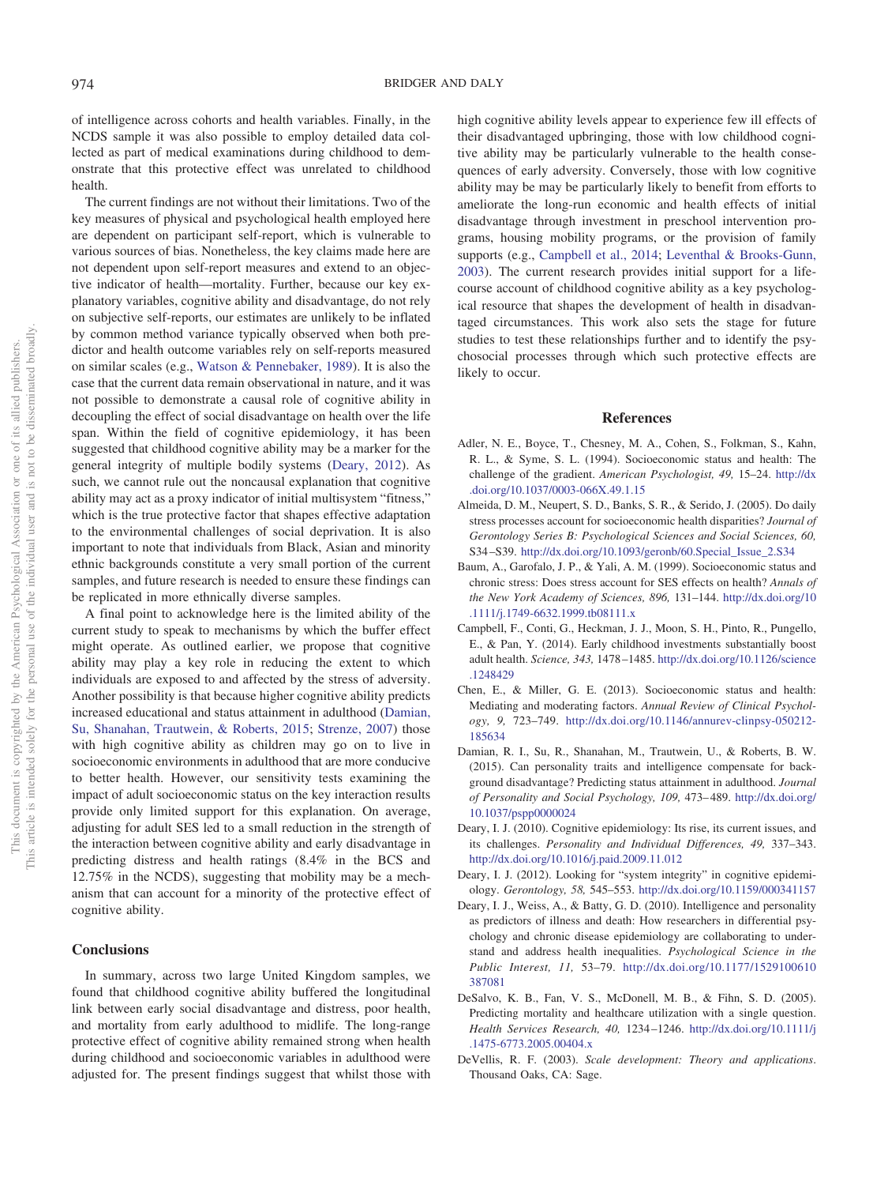of intelligence across cohorts and health variables. Finally, in the NCDS sample it was also possible to employ detailed data collected as part of medical examinations during childhood to demonstrate that this protective effect was unrelated to childhood health.

The current findings are not without their limitations. Two of the key measures of physical and psychological health employed here are dependent on participant self-report, which is vulnerable to various sources of bias. Nonetheless, the key claims made here are not dependent upon self-report measures and extend to an objective indicator of health—mortality. Further, because our key explanatory variables, cognitive ability and disadvantage, do not rely on subjective self-reports, our estimates are unlikely to be inflated by common method variance typically observed when both predictor and health outcome variables rely on self-reports measured on similar scales (e.g., Watson & Pennebaker, 1989). It is also the case that the current data remain observational in nature, and it was not possible to demonstrate a causal role of cognitive ability in decoupling the effect of social disadvantage on health over the life span. Within the field of cognitive epidemiology, it has been suggested that childhood cognitive ability may be a marker for the general integrity of multiple bodily systems (Deary, 2012). As such, we cannot rule out the noncausal explanation that cognitive ability may act as a proxy indicator of initial multisystem "fitness," which is the true protective factor that shapes effective adaptation to the environmental challenges of social deprivation. It is also important to note that individuals from Black, Asian and minority ethnic backgrounds constitute a very small portion of the current samples, and future research is needed to ensure these findings can be replicated in more ethnically diverse samples.

A final point to acknowledge here is the limited ability of the current study to speak to mechanisms by which the buffer effect might operate. As outlined earlier, we propose that cognitive ability may play a key role in reducing the extent to which individuals are exposed to and affected by the stress of adversity. Another possibility is that because higher cognitive ability predicts increased educational and status attainment in adulthood (Damian, Su, Shanahan, Trautwein, & Roberts, 2015; Strenze, 2007) those with high cognitive ability as children may go on to live in socioeconomic environments in adulthood that are more conducive to better health. However, our sensitivity tests examining the impact of adult socioeconomic status on the key interaction results provide only limited support for this explanation. On average, adjusting for adult SES led to a small reduction in the strength of the interaction between cognitive ability and early disadvantage in predicting distress and health ratings (8.4% in the BCS and 12.75% in the NCDS), suggesting that mobility may be a mechanism that can account for a minority of the protective effect of cognitive ability.

## Conclusions

In summary, across two large United Kingdom samples, we found that childhood cognitive ability buffered the longitudinal link between early social disadvantage and distress, poor health, and mortality from early adulthood to midlife. The long-range protective effect of cognitive ability remained strong when health during childhood and socioeconomic variables in adulthood were adjusted for. The present findings suggest that whilst those with high cognitive ability levels appear to experience few ill effects of their disadvantaged upbringing, those with low childhood cognitive ability may be particularly vulnerable to the health consequences of early adversity. Conversely, those with low cognitive ability may be may be particularly likely to benefit from efforts to ameliorate the long-run economic and health effects of initial disadvantage through investment in preschool intervention programs, housing mobility programs, or the provision of family supports (e.g., Campbell et al., 2014; Leventhal & Brooks-Gunn, 2003). The current research provides initial support for a life-course account of childhood cognitive ability as a key psychological resource that shapes the development of health in disadvantaged circumstances. This work also sets the stage for future studies to test these relationships further and to identify the psychosocial processes through which such protective effects are likely to occur.

## References

Adler, N. E., Boyce, T., Chesney, M. A., Cohen, S., Folkman, S., Kahn, R. L., & Syme, S. L. (1994). Socioeconomic status and health: The challenge of the gradient. *American Psychologist, 49,* 15–24. http://dx.doi.org/10.1037/0003-066X.49.1.15

Almeida, D. M., Neupert, S. D., Banks, S. R., & Serido, J. (2005). Do daily stress processes account for socioeconomic health disparities? *Journal of Gerontology Series B: Psychological Sciences and Social Sciences, 60,* S34–S39. http://dx.doi.org/10.1093/geronb/60.Special_Issue_2.S34

Baum, A., Garofalo, J. P., & Yali, A. M. (1999). Socioeconomic status and chronic stress: Does stress account for SES effects on health? *Annals of the New York Academy of Sciences, 896,* 131–144. http://dx.doi.org/10.1111/j.1749-6632.1999.tb08111.x

Campbell, F., Conti, G., Heckman, J. J., Moon, S. H., Pinto, R., Pungello, E., & Pan, Y. (2014). Early childhood investments substantially boost adult health. *Science, 343,* 1478–1485. http://dx.doi.org/10.1126/science.1248429

Chen, E., & Miller, G. E. (2013). Socioeconomic status and health: Mediating and moderating factors. *Annual Review of Clinical Psychology, 9,* 723–749. http://dx.doi.org/10.1146/annurev-clinpsy-050212-185634

Damian, R. I., Su, R., Shanahan, M., Trautwein, U., & Roberts, B. W. (2015). Can personality traits and intelligence compensate for background disadvantage? Predicting status attainment in adulthood. *Journal of Personality and Social Psychology, 109,* 473–489. http://dx.doi.org/10.1037/pspp0000024

Deary, I. J. (2010). Cognitive epidemiology: Its rise, its current issues, and its challenges. *Personality and Individual Differences, 49,* 337–343. http://dx.doi.org/10.1016/j.paid.2009.11.012

Deary, I. J. (2012). Looking for "system integrity" in cognitive epidemiology. *Gerontology, 58,* 545–553. http://dx.doi.org/10.1159/000341157

Deary, I. J., Weiss, A., & Batty, G. D. (2010). Intelligence and personality as predictors of illness and death: How researchers in differential psychology and chronic disease epidemiology are collaborating to understand and address health inequalities. *Psychological Science in the Public Interest, 11,* 53–79. http://dx.doi.org/10.1177/1529100610387081

DeSalvo, K. B., Fan, V. S., McDonell, M. B., & Fihn, S. D. (2005). Predicting mortality and healthcare utilization with a single question. *Health Services Research, 40,* 1234–1246. http://dx.doi.org/10.1111/j.1475-6773.2005.00404.x

DeVellis, R. F. (2003). *Scale development: Theory and applications*. Thousand Oaks, CA: Sage.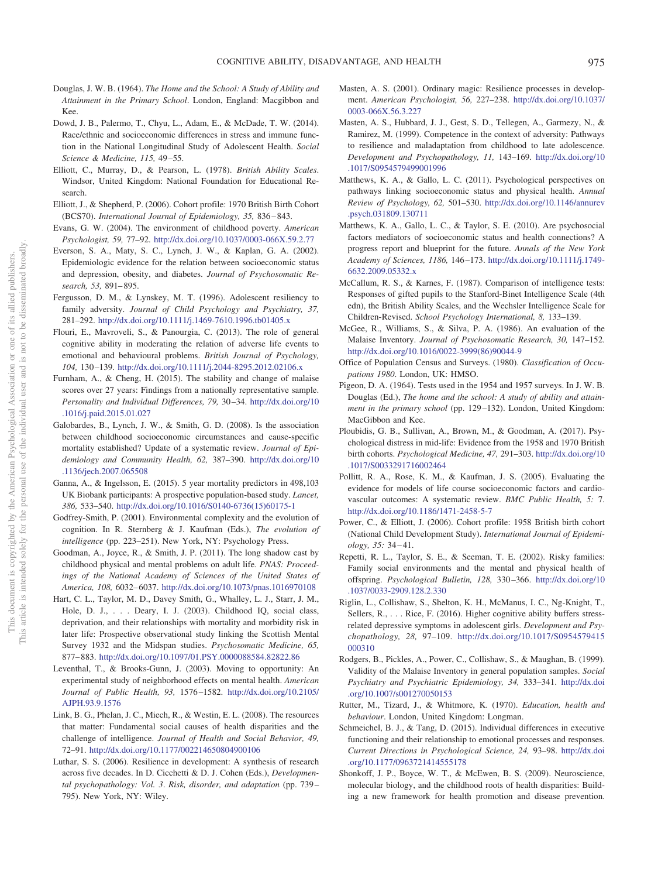Douglas, J. W. B. (1964). *The Home and the School: A Study of Ability and Attainment in the Primary School*. London, England: Macgibbon and Kee.

Dowd, J. B., Palermo, T., Chyu, L., Adam, E., & McDade, T. W. (2014). Race/ethnic and socioeconomic differences in stress and immune function in the National Longitudinal Study of Adolescent Health. *Social Science & Medicine, 115,* 49–55.

Elliott, C., Murray, D., & Pearson, L. (1978). *British Ability Scales*. Windsor, United Kingdom: National Foundation for Educational Research.

Elliott, J., & Shepherd, P. (2006). Cohort profile: 1970 British Birth Cohort (BCS70). *International Journal of Epidemiology, 35,* 836–843.

Evans, G. W. (2004). The environment of childhood poverty. *American Psychologist, 59,* 77–92. http://dx.doi.org/10.1037/0003-066X.59.2.77

Everson, S. A., Maty, S. C., Lynch, J. W., & Kaplan, G. A. (2002). Epidemiologic evidence for the relation between socioeconomic status and depression, obesity, and diabetes. *Journal of Psychosomatic Research, 53,* 891–895.

Fergusson, D. M., & Lynskey, M. T. (1996). Adolescent resiliency to family adversity. *Journal of Child Psychology and Psychiatry, 37,* 281–292. http://dx.doi.org/10.1111/j.1469-7610.1996.tb01405.x

Flouri, E., Mavroveli, S., & Panourgia, C. (2013). The role of general cognitive ability in moderating the relation of adverse life events to emotional and behavioural problems. *British Journal of Psychology, 104,* 130–139. http://dx.doi.org/10.1111/j.2044-8295.2012.02106.x

Furnham, A., & Cheng, H. (2015). The stability and change of malaise scores over 27 years: Findings from a nationally representative sample. *Personality and Individual Differences, 79,* 30–34. http://dx.doi.org/10.1016/j.paid.2015.01.027

Galobardes, B., Lynch, J. W., & Smith, G. D. (2008). Is the association between childhood socioeconomic circumstances and cause-specific mortality established? Update of a systematic review. *Journal of Epidemiology and Community Health, 62,* 387–390. http://dx.doi.org/10.1136/jech.2007.065508

Ganna, A., & Ingelsson, E. (2015). 5 year mortality predictors in 498,103 UK Biobank participants: A prospective population-based study. *Lancet, 386,* 533–540. http://dx.doi.org/10.1016/S0140-6736(15)60175-1

Godfrey-Smith, P. (2001). Environmental complexity and the evolution of cognition. In R. Sternberg & J. Kaufman (Eds.), *The evolution of intelligence* (pp. 223–251). New York, NY: Psychology Press.

Goodman, A., Joyce, R., & Smith, J. P. (2011). The long shadow cast by childhood physical and mental problems on adult life. *PNAS: Proceedings of the National Academy of Sciences of the United States of America, 108,* 6032–6037. http://dx.doi.org/10.1073/pnas.1016970108

Hart, C. L., Taylor, M. D., Davey Smith, G., Whalley, L. J., Starr, J. M., Hole, D. J., . . . Deary, I. J. (2003). Childhood IQ, social class, deprivation, and their relationships with mortality and morbidity risk in later life: Prospective observational study linking the Scottish Mental Survey 1932 and the Midspan studies. *Psychosomatic Medicine, 65,* 877–883. http://dx.doi.org/10.1097/01.PSY.0000088584.82822.86

Leventhal, T., & Brooks-Gunn, J. (2003). Moving to opportunity: An experimental study of neighborhood effects on mental health. *American Journal of Public Health, 93,* 1576–1582. http://dx.doi.org/10.2105/AJPH.93.9.1576

Link, B. G., Phelan, J. C., Miech, R., & Westin, E. L. (2008). The resources that matter: Fundamental social causes of health disparities and the challenge of intelligence. *Journal of Health and Social Behavior, 49,* 72–91. http://dx.doi.org/10.1177/002214650804900106

Luthar, S. S. (2006). Resilience in development: A synthesis of research across five decades. In D. Cicchetti & D. J. Cohen (Eds.), *Developmental psychopathology: Vol. 3. Risk, disorder, and adaptation* (pp. 739–795). New York, NY: Wiley.

Masten, A. S. (2001). Ordinary magic: Resilience processes in development. *American Psychologist, 56,* 227–238. http://dx.doi.org/10.1037/0003-066X.56.3.227

Masten, A. S., Hubbard, J. J., Gest, S. D., Tellegen, A., Garmezy, N., & Ramirez, M. (1999). Competence in the context of adversity: Pathways to resilience and maladaptation from childhood to late adolescence. *Development and Psychopathology, 11,* 143–169. http://dx.doi.org/10.1017/S0954579499001996

Matthews, K. A., & Gallo, L. C. (2011). Psychological perspectives on pathways linking socioeconomic status and physical health. *Annual Review of Psychology, 62,* 501–530. http://dx.doi.org/10.1146/annurev.psych.031809.130711

Matthews, K. A., Gallo, L. C., & Taylor, S. E. (2010). Are psychosocial factors mediators of socioeconomic status and health connections? A progress report and blueprint for the future. *Annals of the New York Academy of Sciences, 1186,* 146–173. http://dx.doi.org/10.1111/j.1749-6632.2009.05332.x

McCallum, R. S., & Karnes, F. (1987). Comparison of intelligence tests: Responses of gifted pupils to the Stanford-Binet Intelligence Scale (4th edn), the British Ability Scales, and the Wechsler Intelligence Scale for Children-Revised. *School Psychology International, 8,* 133–139.

McGee, R., Williams, S., & Silva, P. A. (1986). An evaluation of the Malaise Inventory. *Journal of Psychosomatic Research, 30,* 147–152. http://dx.doi.org/10.1016/0022-3999(86)90044-9

Office of Population Census and Surveys. (1980). *Classification of Occupations 1980*. London, UK: HMSO.

Pigeon, D. A. (1964). Tests used in the 1954 and 1957 surveys. In J. W. B. Douglas (Ed.), *The home and the school: A study of ability and attainment in the primary school* (pp. 129–132). London, United Kingdom: MacGibbon and Kee.

Ploubidis, G. B., Sullivan, A., Brown, M., & Goodman, A. (2017). Psychological distress in mid-life: Evidence from the 1958 and 1970 British birth cohorts. *Psychological Medicine, 47,* 291–303. http://dx.doi.org/10.1017/S0033291716002464

Pollitt, R. A., Rose, K. M., & Kaufman, J. S. (2005). Evaluating the evidence for models of life course socioeconomic factors and cardiovascular outcomes: A systematic review. *BMC Public Health, 5:* 7. http://dx.doi.org/10.1186/1471-2458-5-7

Power, C., & Elliott, J. (2006). Cohort profile: 1958 British birth cohort (National Child Development Study). *International Journal of Epidemiology, 35:* 34–41.

Repetti, R. L., Taylor, S. E., & Seeman, T. E. (2002). Risky families: Family social environments and the mental and physical health of offspring. *Psychological Bulletin, 128,* 330–366. http://dx.doi.org/10.1037/0033-2909.128.2.330

Riglin, L., Collishaw, S., Shelton, K. H., McManus, I. C., Ng-Knight, T., Sellers, R., . . . Rice, F. (2016). Higher cognitive ability buffers stress-related depressive symptoms in adolescent girls. *Development and Psychopathology, 28,* 97–109. http://dx.doi.org/10.1017/S0954579415000310

Rodgers, B., Pickles, A., Power, C., Collishaw, S., & Maughan, B. (1999). Validity of the Malaise Inventory in general population samples. *Social Psychiatry and Psychiatric Epidemiology, 34,* 333–341. http://dx.doi.org/10.1007/s001270050153

Rutter, M., Tizard, J., & Whitmore, K. (1970). *Education, health and behaviour*. London, United Kingdom: Longman.

Schmeichel, B. J., & Tang, D. (2015). Individual differences in executive functioning and their relationship to emotional processes and responses. *Current Directions in Psychological Science, 24,* 93–98. http://dx.doi.org/10.1177/0963721414555178

Shonkoff, J. P., Boyce, W. T., & McEwen, B. S. (2009). Neuroscience, molecular biology, and the childhood roots of health disparities: Building a new framework for health promotion and disease prevention.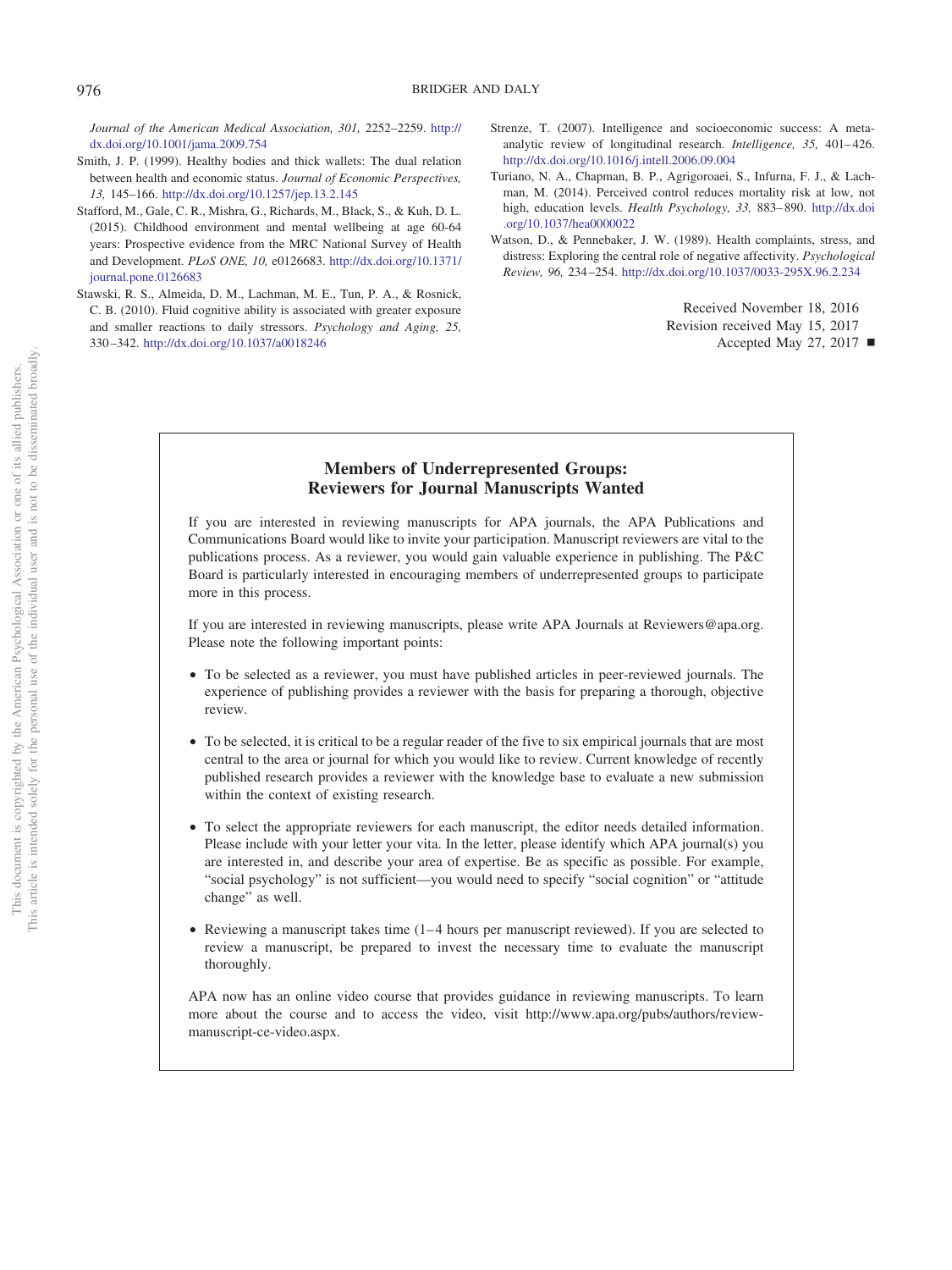*Journal of the American Medical Association, 301,* 2252–2259. http://dx.doi.org/10.1001/jama.2009.754

Smith, J. P. (1999). Healthy bodies and thick wallets: The dual relation between health and economic status. *Journal of Economic Perspectives, 13,* 145–166. http://dx.doi.org/10.1257/jep.13.2.145

Stafford, M., Gale, C. R., Mishra, G., Richards, M., Black, S., & Kuh, D. L. (2015). Childhood environment and mental wellbeing at age 60-64 years: Prospective evidence from the MRC National Survey of Health and Development. *PLoS ONE, 10,* e0126683. http://dx.doi.org/10.1371/journal.pone.0126683

Stawski, R. S., Almeida, D. M., Lachman, M. E., Tun, P. A., & Rosnick, C. B. (2010). Fluid cognitive ability is associated with greater exposure and smaller reactions to daily stressors. *Psychology and Aging, 25,* 330–342. http://dx.doi.org/10.1037/a0018246

Strenze, T. (2007). Intelligence and socioeconomic success: A meta-analytic review of longitudinal research. *Intelligence, 35,* 401–426. http://dx.doi.org/10.1016/j.intell.2006.09.004

Turiano, N. A., Chapman, B. P., Agrigoroaei, S., Infurna, F. J., & Lachman, M. (2014). Perceived control reduces mortality risk at low, not high, education levels. *Health Psychology, 33,* 883–890. http://dx.doi.org/10.1037/hea0000022

Watson, D., & Pennebaker, J. W. (1989). Health complaints, stress, and distress: Exploring the central role of negative affectivity. *Psychological Review, 96,* 234–254. http://dx.doi.org/10.1037/0033-295X.96.2.234

Received November 18, 2016
Revision received May 15, 2017
Accepted May 27, 2017 ■

## Members of Underrepresented Groups: Reviewers for Journal Manuscripts Wanted

If you are interested in reviewing manuscripts for APA journals, the APA Publications and Communications Board would like to invite your participation. Manuscript reviewers are vital to the publications process. As a reviewer, you would gain valuable experience in publishing. The P&C Board is particularly interested in encouraging members of underrepresented groups to participate more in this process.

If you are interested in reviewing manuscripts, please write APA Journals at Reviewers@apa.org. Please note the following important points:

- To be selected as a reviewer, you must have published articles in peer-reviewed journals. The experience of publishing provides a reviewer with the basis for preparing a thorough, objective review.
- To be selected, it is critical to be a regular reader of the five to six empirical journals that are most central to the area or journal for which you would like to review. Current knowledge of recently published research provides a reviewer with the knowledge base to evaluate a new submission within the context of existing research.
- To select the appropriate reviewers for each manuscript, the editor needs detailed information. Please include with your letter your vita. In the letter, please identify which APA journal(s) you are interested in, and describe your area of expertise. Be as specific as possible. For example, "social psychology" is not sufficient—you would need to specify "social cognition" or "attitude change" as well.
- Reviewing a manuscript takes time (1–4 hours per manuscript reviewed). If you are selected to review a manuscript, be prepared to invest the necessary time to evaluate the manuscript thoroughly.

APA now has an online video course that provides guidance in reviewing manuscripts. To learn more about the course and to access the video, visit http://www.apa.org/pubs/authors/review-manuscript-ce-video.aspx.